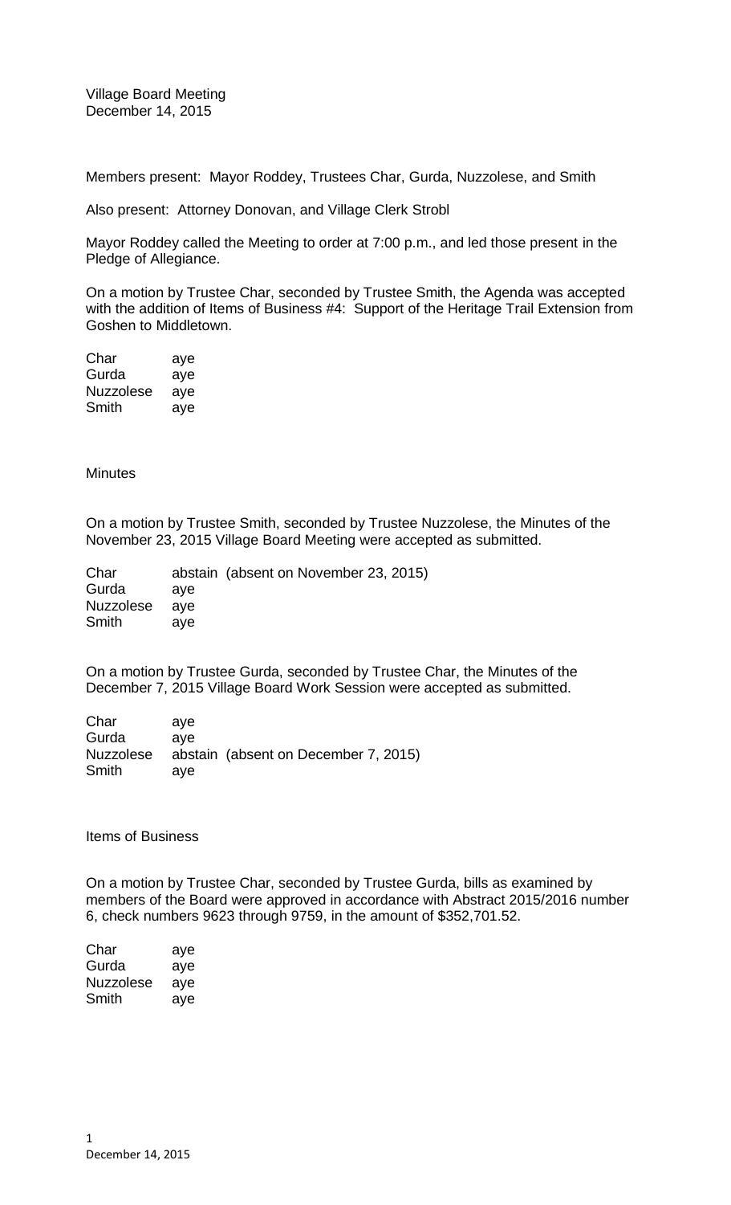Village Board Meeting
December 14, 2015

Members present: Mayor Roddey, Trustees Char, Gurda, Nuzzolese, and Smith

Also present: Attorney Donovan, and Village Clerk Strobl

Mayor Roddey called the Meeting to order at 7:00 p.m., and led those present in the Pledge of Allegiance.

On a motion by Trustee Char, seconded by Trustee Smith, the Agenda was accepted with the addition of Items of Business #4: Support of the Heritage Trail Extension from Goshen to Middletown.

| | |
|---|---|
| Char | aye |
| Gurda | aye |
| Nuzzolese | aye |
| Smith | aye |

Minutes

On a motion by Trustee Smith, seconded by Trustee Nuzzolese, the Minutes of the November 23, 2015 Village Board Meeting were accepted as submitted.

| | |
|---|---|
| Char | abstain (absent on November 23, 2015) |
| Gurda | aye |
| Nuzzolese | aye |
| Smith | aye |

On a motion by Trustee Gurda, seconded by Trustee Char, the Minutes of the December 7, 2015 Village Board Work Session were accepted as submitted.

| | |
|---|---|
| Char | aye |
| Gurda | aye |
| Nuzzolese | abstain (absent on December 7, 2015) |
| Smith | aye |

Items of Business

On a motion by Trustee Char, seconded by Trustee Gurda, bills as examined by members of the Board were approved in accordance with Abstract 2015/2016 number 6, check numbers 9623 through 9759, in the amount of $352,701.52.

| | |
|---|---|
| Char | aye |
| Gurda | aye |
| Nuzzolese | aye |
| Smith | aye |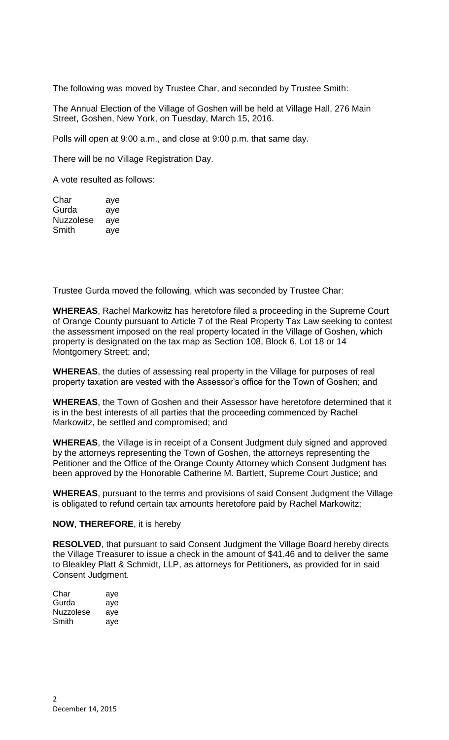The following was moved by Trustee Char, and seconded by Trustee Smith:

The Annual Election of the Village of Goshen will be held at Village Hall, 276 Main Street, Goshen, New York, on Tuesday, March 15, 2016.

Polls will open at 9:00 a.m., and close at 9:00 p.m. that same day.

There will be no Village Registration Day.

A vote resulted as follows:

| | |
|---|---|
| Char | aye |
| Gurda | aye |
| Nuzzolese | aye |
| Smith | aye |

Trustee Gurda moved the following, which was seconded by Trustee Char:

**WHEREAS**, Rachel Markowitz has heretofore filed a proceeding in the Supreme Court of Orange County pursuant to Article 7 of the Real Property Tax Law seeking to contest the assessment imposed on the real property located in the Village of Goshen, which property is designated on the tax map as Section 108, Block 6, Lot 18 or 14 Montgomery Street; and;

**WHEREAS**, the duties of assessing real property in the Village for purposes of real property taxation are vested with the Assessor's office for the Town of Goshen; and

**WHEREAS**, the Town of Goshen and their Assessor have heretofore determined that it is in the best interests of all parties that the proceeding commenced by Rachel Markowitz, be settled and compromised; and

**WHEREAS**, the Village is in receipt of a Consent Judgment duly signed and approved by the attorneys representing the Town of Goshen, the attorneys representing the Petitioner and the Office of the Orange County Attorney which Consent Judgment has been approved by the Honorable Catherine M. Bartlett, Supreme Court Justice; and

**WHEREAS**, pursuant to the terms and provisions of said Consent Judgment the Village is obligated to refund certain tax amounts heretofore paid by Rachel Markowitz;

**NOW**, **THEREFORE**, it is hereby

**RESOLVED**, that pursuant to said Consent Judgment the Village Board hereby directs the Village Treasurer to issue a check in the amount of $41.46 and to deliver the same to Bleakley Platt & Schmidt, LLP, as attorneys for Petitioners, as provided for in said Consent Judgment.

| | |
|---|---|
| Char | aye |
| Gurda | aye |
| Nuzzolese | aye |
| Smith | aye |

December 14, 2015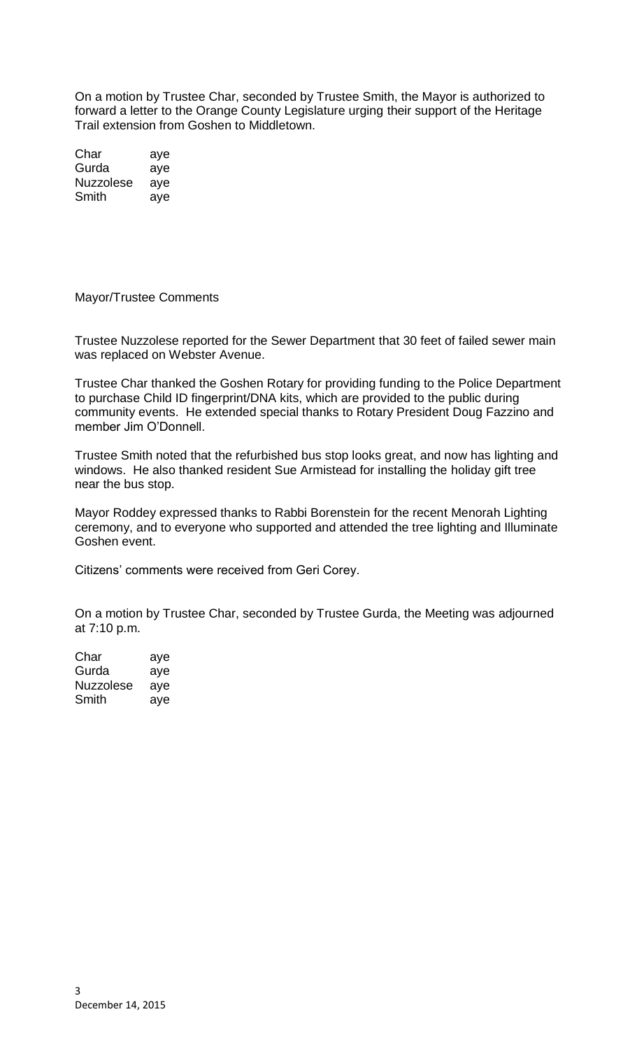On a motion by Trustee Char, seconded by Trustee Smith, the Mayor is authorized to forward a letter to the Orange County Legislature urging their support of the Heritage Trail extension from Goshen to Middletown.

| | |
|---|---|
| Char | aye |
| Gurda | aye |
| Nuzzolese | aye |
| Smith | aye |

Mayor/Trustee Comments

Trustee Nuzzolese reported for the Sewer Department that 30 feet of failed sewer main was replaced on Webster Avenue.

Trustee Char thanked the Goshen Rotary for providing funding to the Police Department to purchase Child ID fingerprint/DNA kits, which are provided to the public during community events. He extended special thanks to Rotary President Doug Fazzino and member Jim O'Donnell.

Trustee Smith noted that the refurbished bus stop looks great, and now has lighting and windows. He also thanked resident Sue Armistead for installing the holiday gift tree near the bus stop.

Mayor Roddey expressed thanks to Rabbi Borenstein for the recent Menorah Lighting ceremony, and to everyone who supported and attended the tree lighting and Illuminate Goshen event.

Citizens' comments were received from Geri Corey.

On a motion by Trustee Char, seconded by Trustee Gurda, the Meeting was adjourned at 7:10 p.m.

| | |
|---|---|
| Char | aye |
| Gurda | aye |
| Nuzzolese | aye |
| Smith | aye |